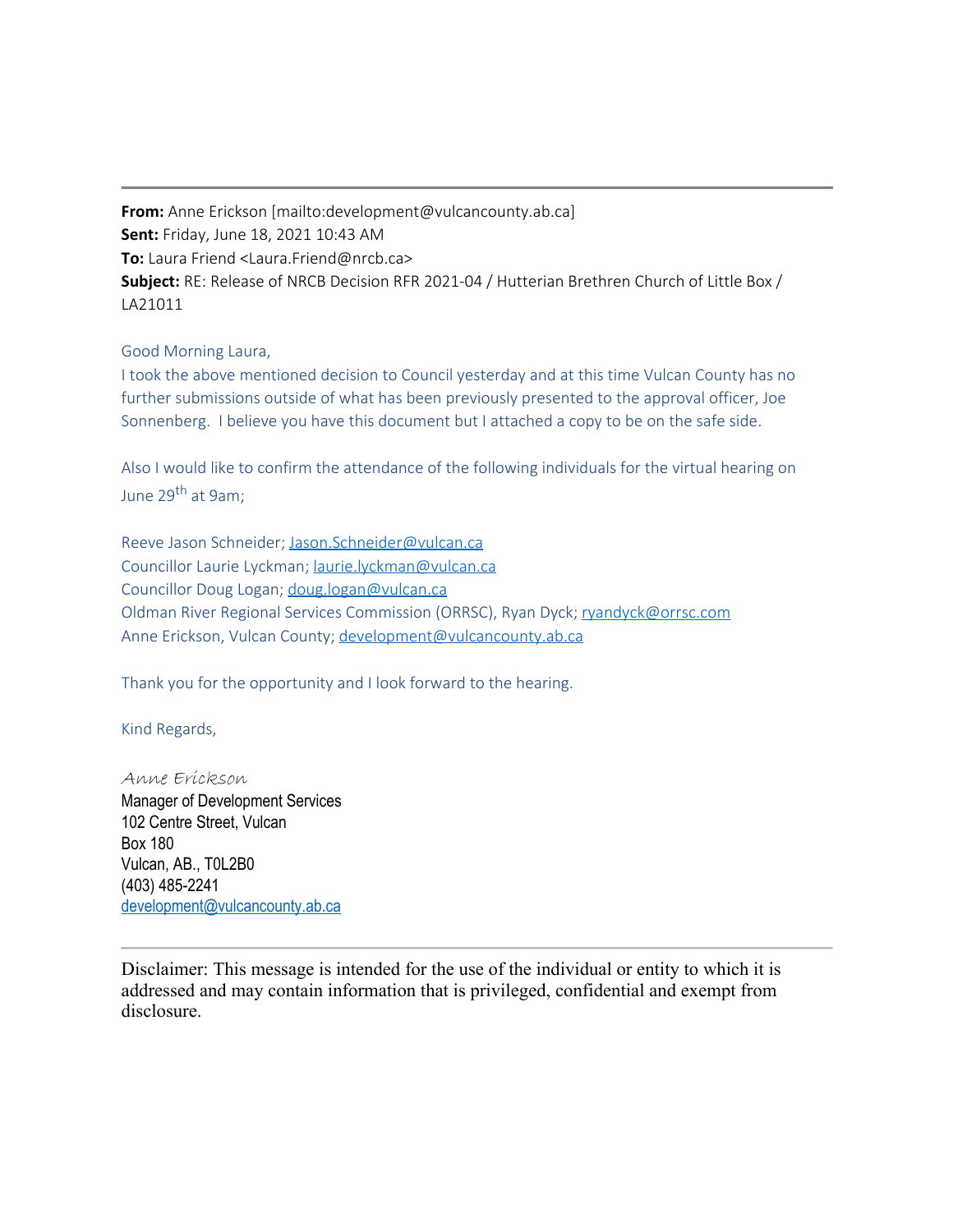---

**From:** Anne Erickson [mailto:development@vulcancounty.ab.ca]
**Sent:** Friday, June 18, 2021 10:43 AM
**To:** Laura Friend <Laura.Friend@nrcb.ca>
**Subject:** RE: Release of NRCB Decision RFR 2021-04 / Hutterian Brethren Church of Little Box / LA21011

Good Morning Laura,
I took the above mentioned decision to Council yesterday and at this time Vulcan County has no further submissions outside of what has been previously presented to the approval officer, Joe Sonnenberg. I believe you have this document but I attached a copy to be on the safe side.

Also I would like to confirm the attendance of the following individuals for the virtual hearing on June 29th at 9am;

Reeve Jason Schneider; Jason.Schneider@vulcan.ca
Councillor Laurie Lyckman; laurie.lyckman@vulcan.ca
Councillor Doug Logan; doug.logan@vulcan.ca
Oldman River Regional Services Commission (ORRSC), Ryan Dyck; ryandyck@orrsc.com
Anne Erickson, Vulcan County; development@vulcancounty.ab.ca

Thank you for the opportunity and I look forward to the hearing.

Kind Regards,

*Anne Erickson*
Manager of Development Services
102 Centre Street, Vulcan
Box 180
Vulcan, AB., T0L2B0
(403) 485-2241
development@vulcancounty.ab.ca

---

Disclaimer: This message is intended for the use of the individual or entity to which it is addressed and may contain information that is privileged, confidential and exempt from disclosure.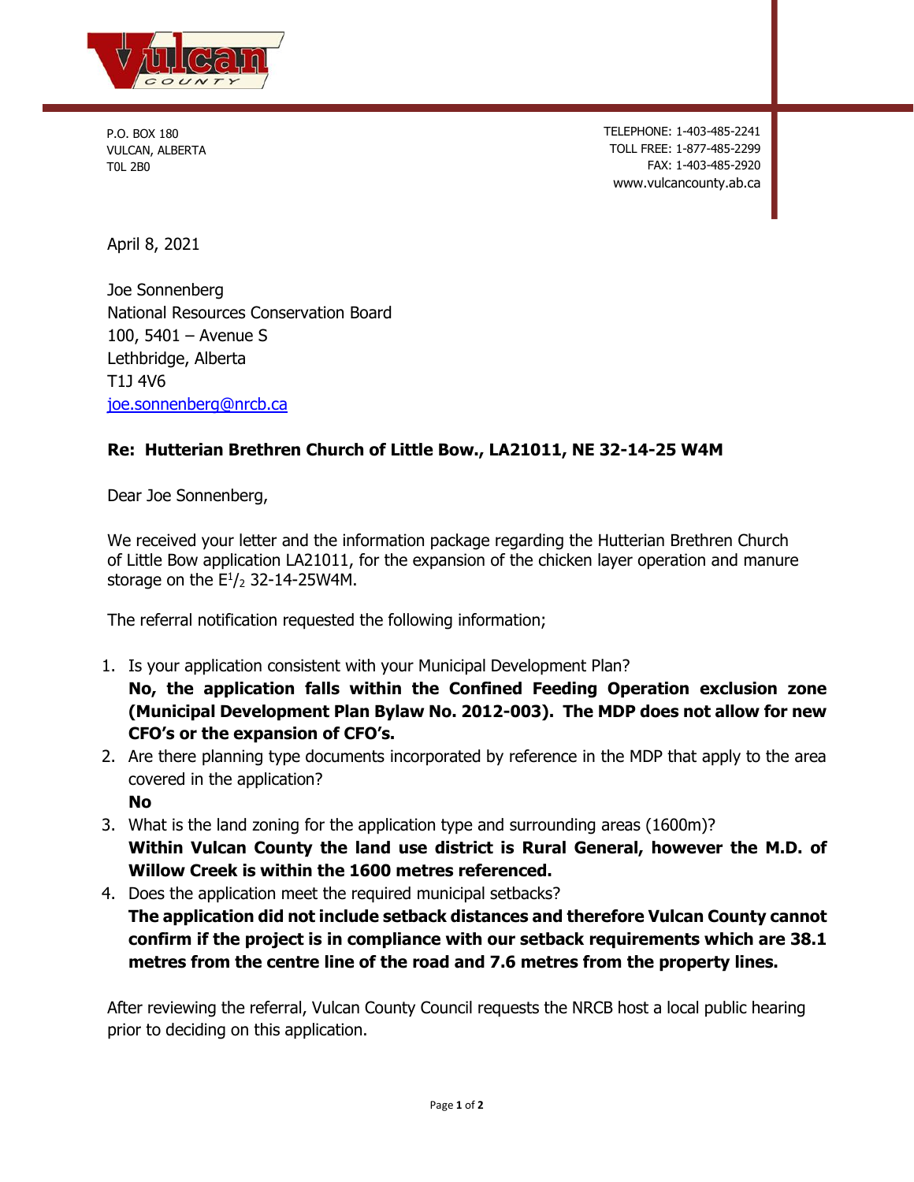P.O. BOX 180
VULCAN, ALBERTA
T0L 2B0

TELEPHONE: 1-403-485-2241
TOLL FREE: 1-877-485-2299
FAX: 1-403-485-2920
www.vulcancounty.ab.ca

April 8, 2021

Joe Sonnenberg
National Resources Conservation Board
100, 5401 – Avenue S
Lethbridge, Alberta
T1J 4V6
joe.sonnenberg@nrcb.ca

**Re: Hutterian Brethren Church of Little Bow., LA21011, NE 32-14-25 W4M**

Dear Joe Sonnenberg,

We received your letter and the information package regarding the Hutterian Brethren Church of Little Bow application LA21011, for the expansion of the chicken layer operation and manure storage on the E$^{1}/_{2}$ 32-14-25W4M.

The referral notification requested the following information;

1. Is your application consistent with your Municipal Development Plan?
   **No, the application falls within the Confined Feeding Operation exclusion zone (Municipal Development Plan Bylaw No. 2012-003). The MDP does not allow for new CFO's or the expansion of CFO's.**
2. Are there planning type documents incorporated by reference in the MDP that apply to the area covered in the application?
   **No**
3. What is the land zoning for the application type and surrounding areas (1600m)?
   **Within Vulcan County the land use district is Rural General, however the M.D. of Willow Creek is within the 1600 metres referenced.**
4. Does the application meet the required municipal setbacks?
   **The application did not include setback distances and therefore Vulcan County cannot confirm if the project is in compliance with our setback requirements which are 38.1 metres from the centre line of the road and 7.6 metres from the property lines.**

After reviewing the referral, Vulcan County Council requests the NRCB host a local public hearing prior to deciding on this application.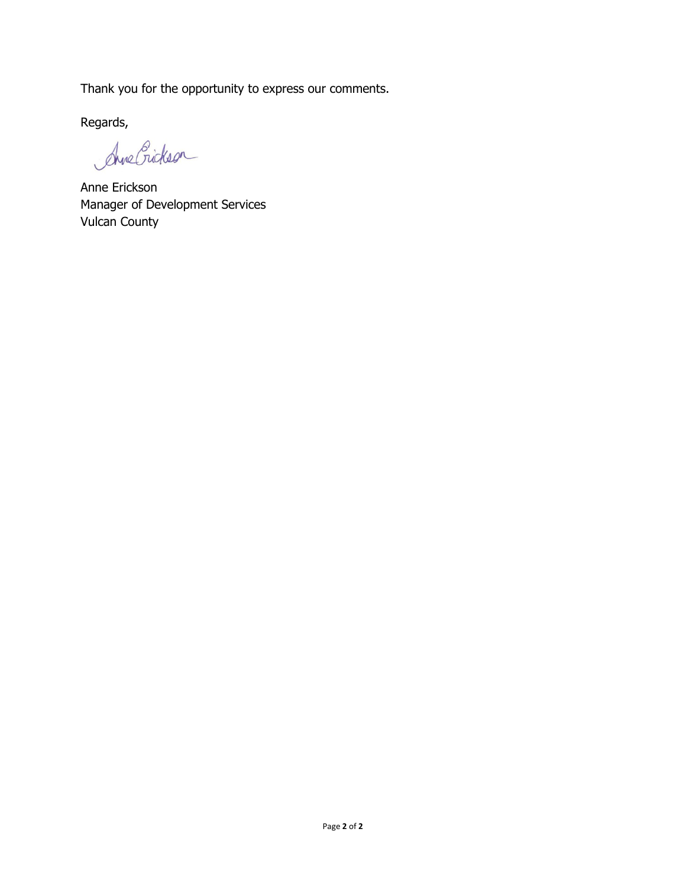Thank you for the opportunity to express our comments.

Regards,

Anne Erickson
Manager of Development Services
Vulcan County